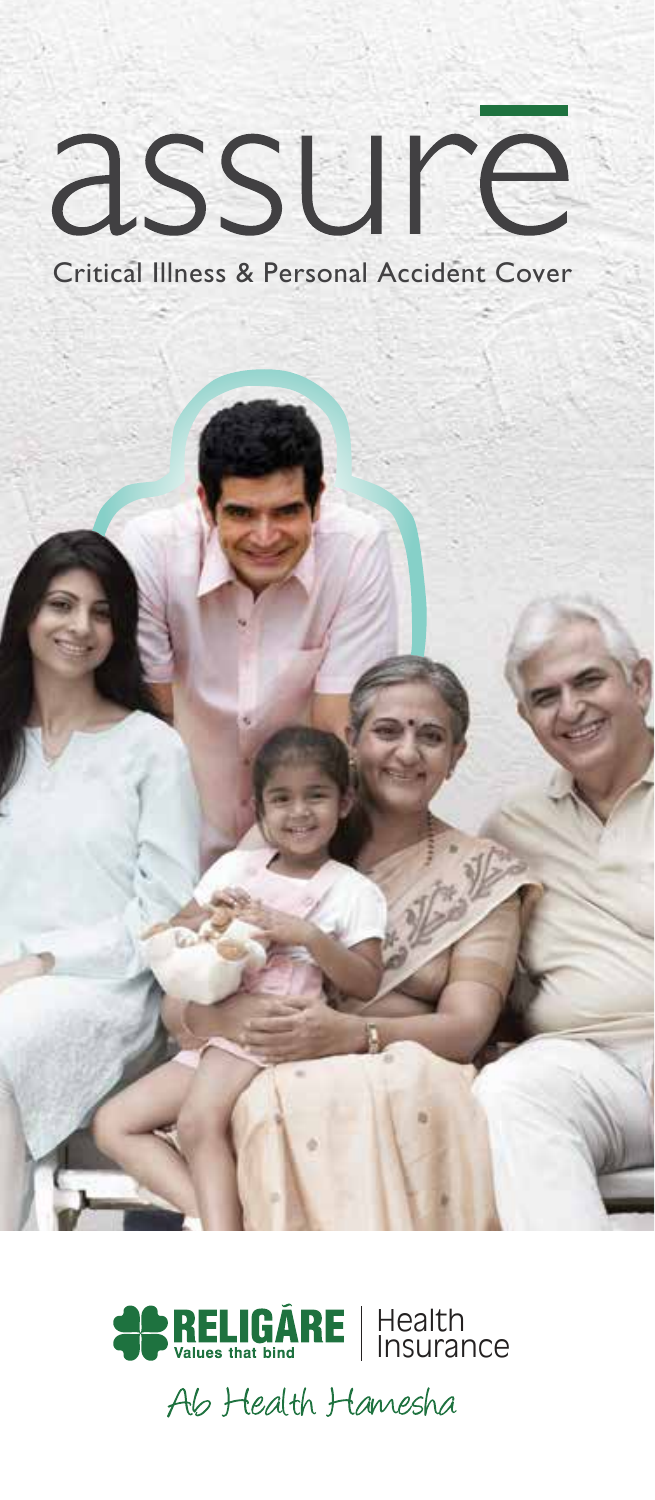# assure

Critical Illness & Personal Accident Cover

RELIGARE | Health Insurance

Values that bind

Ab Health Hamesha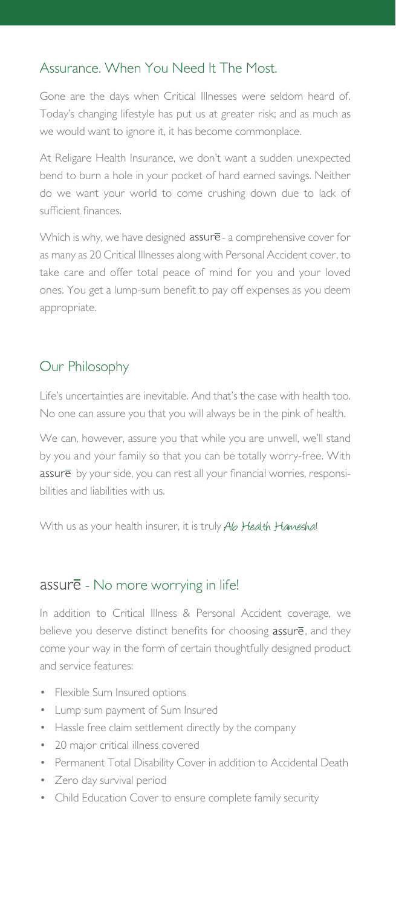## Assurance. When You Need It The Most.

Gone are the days when Critical Illnesses were seldom heard of. Today's changing lifestyle has put us at greater risk; and as much as we would want to ignore it, it has become commonplace.

At Religare Health Insurance, we don't want a sudden unexpected bend to burn a hole in your pocket of hard earned savings. Neither do we want your world to come crushing down due to lack of sufficient finances.

Which is why, we have designed assurē - a comprehensive cover for as many as 20 Critical Illnesses along with Personal Accident cover, to take care and offer total peace of mind for you and your loved ones. You get a lump-sum benefit to pay off expenses as you deem appropriate.

## Our Philosophy

Life's uncertainties are inevitable. And that's the case with health too. No one can assure you that you will always be in the pink of health.

We can, however, assure you that while you are unwell, we'll stand by you and your family so that you can be totally worry-free. With assurē by your side, you can rest all your financial worries, responsibilities and liabilities with us.

With us as your health insurer, it is truly *Ab Health Hamesha*!

## assurē - No more worrying in life!

In addition to Critical Illness & Personal Accident coverage, we believe you deserve distinct benefits for choosing assurē, and they come your way in the form of certain thoughtfully designed product and service features:

- Flexible Sum Insured options
- Lump sum payment of Sum Insured
- Hassle free claim settlement directly by the company
- 20 major critical illness covered
- Permanent Total Disability Cover in addition to Accidental Death
- Zero day survival period
- Child Education Cover to ensure complete family security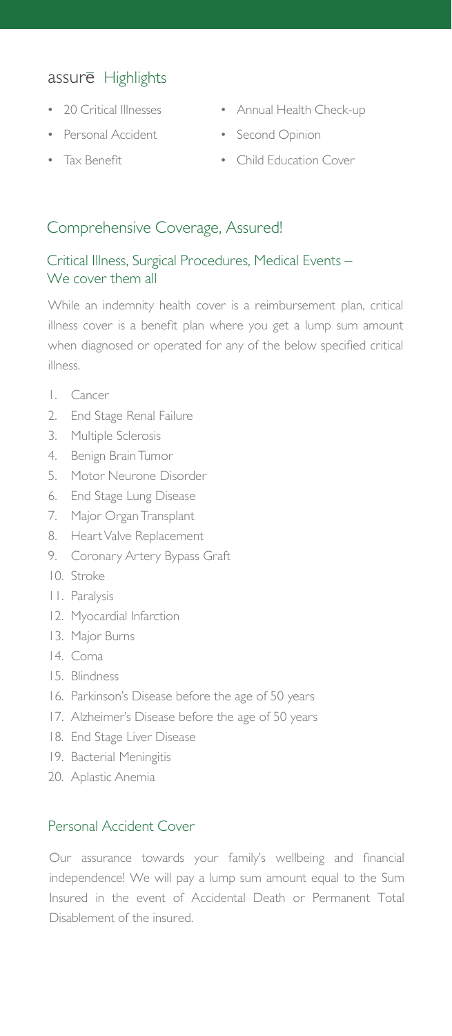## assurē Highlights

- 20 Critical Illnesses
- Personal Accident
- Tax Benefit
- Annual Health Check-up
- Second Opinion
- Child Education Cover

## Comprehensive Coverage, Assured!

### Critical Illness, Surgical Procedures, Medical Events – We cover them all

While an indemnity health cover is a reimbursement plan, critical illness cover is a benefit plan where you get a lump sum amount when diagnosed or operated for any of the below specified critical illness.

1. Cancer
2. End Stage Renal Failure
3. Multiple Sclerosis
4. Benign Brain Tumor
5. Motor Neurone Disorder
6. End Stage Lung Disease
7. Major Organ Transplant
8. Heart Valve Replacement
9. Coronary Artery Bypass Graft
10. Stroke
11. Paralysis
12. Myocardial Infarction
13. Major Burns
14. Coma
15. Blindness
16. Parkinson's Disease before the age of 50 years
17. Alzheimer's Disease before the age of 50 years
18. End Stage Liver Disease
19. Bacterial Meningitis
20. Aplastic Anemia

### Personal Accident Cover

Our assurance towards your family's wellbeing and financial independence! We will pay a lump sum amount equal to the Sum Insured in the event of Accidental Death or Permanent Total Disablement of the insured.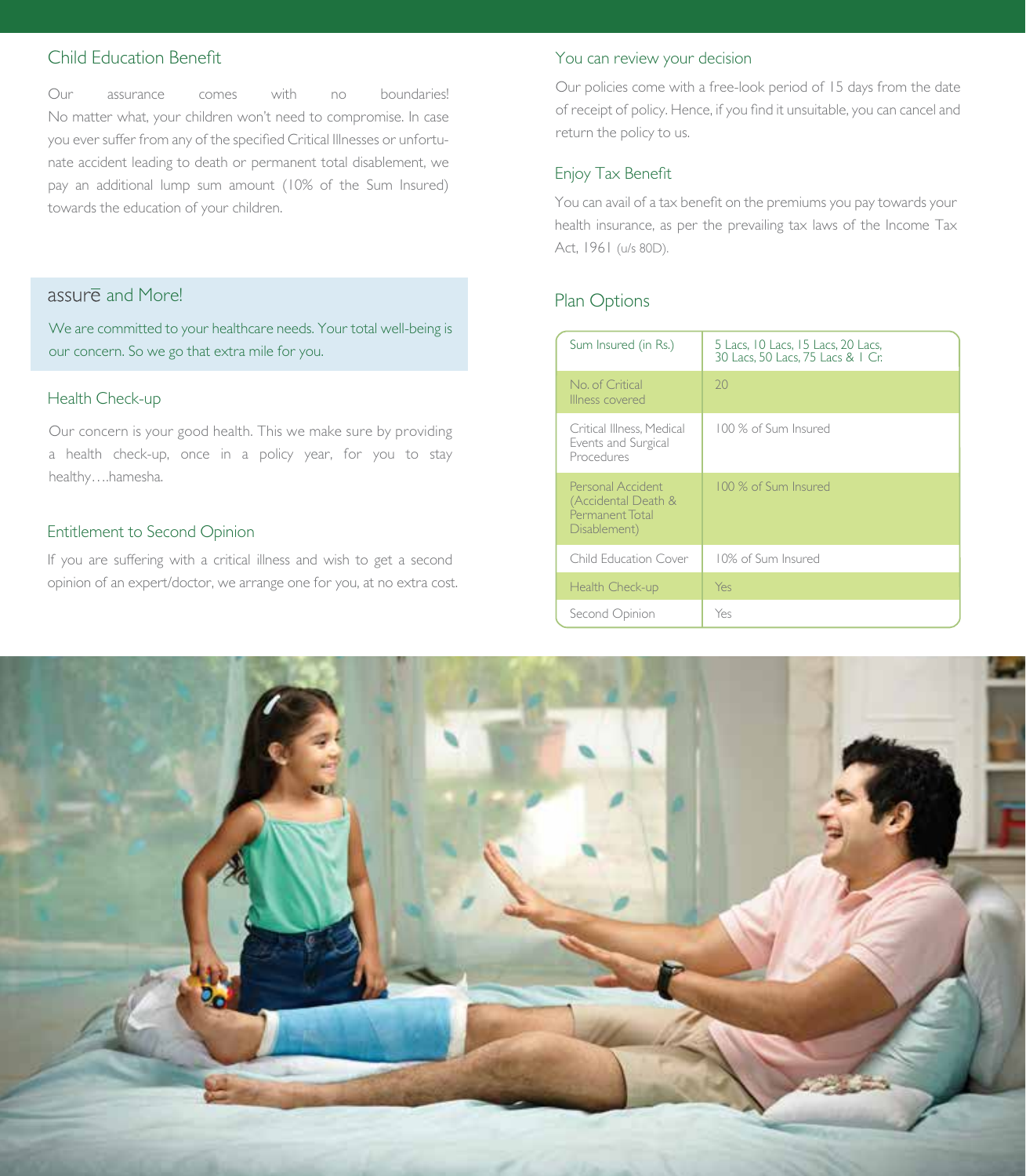## Child Education Benefit

Our assurance comes with no boundaries! No matter what, your children won't need to compromise. In case you ever suffer from any of the specified Critical Illnesses or unfortunate accident leading to death or permanent total disablement, we pay an additional lump sum amount (10% of the Sum Insured) towards the education of your children.

## assurē and More!

We are committed to your healthcare needs. Your total well-being is our concern. So we go that extra mile for you.

## Health Check-up

Our concern is your good health. This we make sure by providing a health check-up, once in a policy year, for you to stay healthy….hamesha.

## Entitlement to Second Opinion

If you are suffering with a critical illness and wish to get a second opinion of an expert/doctor, we arrange one for you, at no extra cost.

## You can review your decision

Our policies come with a free-look period of 15 days from the date of receipt of policy. Hence, if you find it unsuitable, you can cancel and return the policy to us.

## Enjoy Tax Benefit

You can avail of a tax benefit on the premiums you pay towards your health insurance, as per the prevailing tax laws of the Income Tax Act, 1961 (u/s 80D).

## Plan Options

| Sum Insured (in Rs.) | 5 Lacs, 10 Lacs, 15 Lacs, 20 Lacs, 30 Lacs, 50 Lacs, 75 Lacs & 1 Cr. |
|---|---|
| No. of Critical Illness covered | 20 |
| Critical Illness, Medical Events and Surgical Procedures | 100 % of Sum Insured |
| Personal Accident (Accidental Death & Permanent Total Disablement) | 100 % of Sum Insured |
| Child Education Cover | 10% of Sum Insured |
| Health Check-up | Yes |
| Second Opinion | Yes |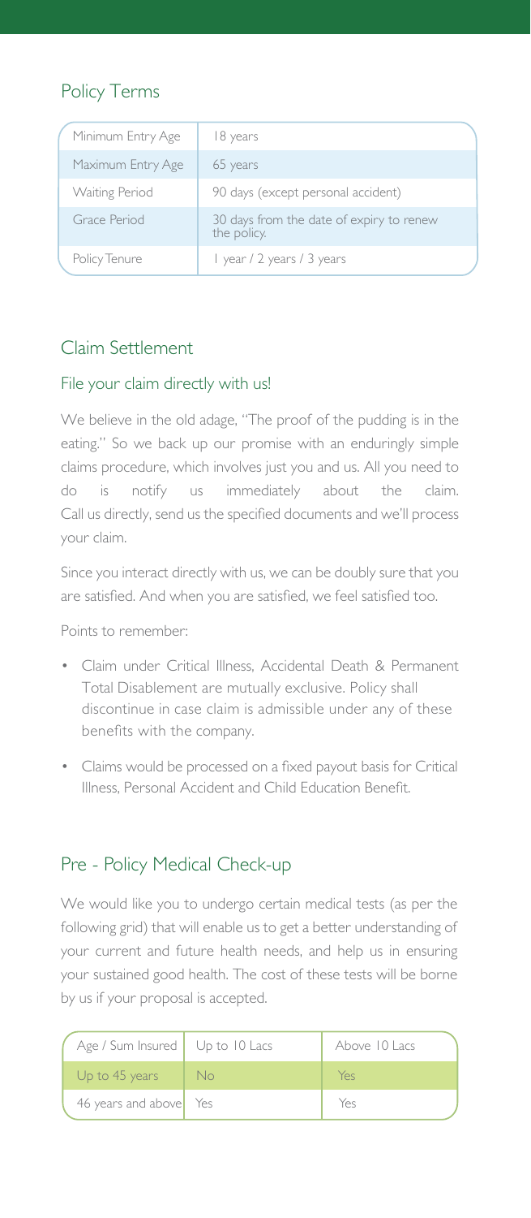## Policy Terms

| | |
|---|---|
| Minimum Entry Age | 18 years |
| Maximum Entry Age | 65 years |
| Waiting Period | 90 days (except personal accident) |
| Grace Period | 30 days from the date of expiry to renew the policy. |
| Policy Tenure | 1 year / 2 years / 3 years |

## Claim Settlement

### File your claim directly with us!

We believe in the old adage, "The proof of the pudding is in the eating." So we back up our promise with an enduringly simple claims procedure, which involves just you and us. All you need to do is notify us immediately about the claim. Call us directly, send us the specified documents and we'll process your claim.

Since you interact directly with us, we can be doubly sure that you are satisfied. And when you are satisfied, we feel satisfied too.

Points to remember:

- Claim under Critical Illness, Accidental Death & Permanent Total Disablement are mutually exclusive. Policy shall discontinue in case claim is admissible under any of these benefits with the company.
- Claims would be processed on a fixed payout basis for Critical Illness, Personal Accident and Child Education Benefit.

## Pre - Policy Medical Check-up

We would like you to undergo certain medical tests (as per the following grid) that will enable us to get a better understanding of your current and future health needs, and help us in ensuring your sustained good health. The cost of these tests will be borne by us if your proposal is accepted.

| Age / Sum Insured | Up to 10 Lacs | Above 10 Lacs |
|---|---|---|
| Up to 45 years | No | Yes |
| 46 years and above | Yes | Yes |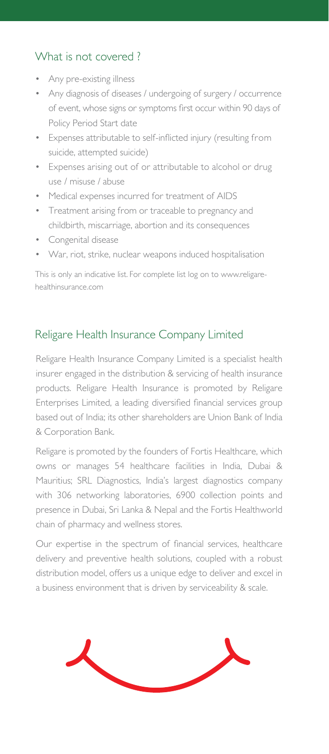## What is not covered ?

- Any pre-existing illness
- Any diagnosis of diseases / undergoing of surgery / occurrence of event, whose signs or symptoms first occur within 90 days of Policy Period Start date
- Expenses attributable to self-inflicted injury (resulting from suicide, attempted suicide)
- Expenses arising out of or attributable to alcohol or drug use / misuse / abuse
- Medical expenses incurred for treatment of AIDS
- Treatment arising from or traceable to pregnancy and childbirth, miscarriage, abortion and its consequences
- Congenital disease
- War, riot, strike, nuclear weapons induced hospitalisation

This is only an indicative list. For complete list log on to www.religarehealthinsurance.com

## Religare Health Insurance Company Limited

Religare Health Insurance Company Limited is a specialist health insurer engaged in the distribution & servicing of health insurance products. Religare Health Insurance is promoted by Religare Enterprises Limited, a leading diversified financial services group based out of India; its other shareholders are Union Bank of India & Corporation Bank.

Religare is promoted by the founders of Fortis Healthcare, which owns or manages 54 healthcare facilities in India, Dubai & Mauritius; SRL Diagnostics, India's largest diagnostics company with 306 networking laboratories, 6900 collection points and presence in Dubai, Sri Lanka & Nepal and the Fortis Healthworld chain of pharmacy and wellness stores.

Our expertise in the spectrum of financial services, healthcare delivery and preventive health solutions, coupled with a robust distribution model, offers us a unique edge to deliver and excel in a business environment that is driven by serviceability & scale.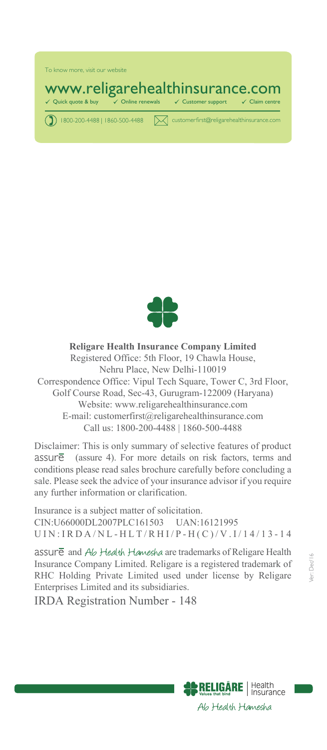To know more, visit our website

## www.religarehealthinsurance.com

✓ Quick quote & buy ✓ Online renewals ✓ Customer support ✓ Claim centre

1800-200-4488 | 1860-500-4488 customerfirst@religarehealthinsurance.com

**Religare Health Insurance Company Limited**
Registered Office: 5th Floor, 19 Chawla House,
Nehru Place, New Delhi-110019
Correspondence Office: Vipul Tech Square, Tower C, 3rd Floor,
Golf Course Road, Sec-43, Gurugram-122009 (Haryana)
Website: www.religarehealthinsurance.com
E-mail: customerfirst@religarehealthinsurance.com
Call us: 1800-200-4488 | 1860-500-4488

Disclaimer: This is only summary of selective features of product assurē (assure 4). For more details on risk factors, terms and conditions please read sales brochure carefully before concluding a sale. Please seek the advice of your insurance advisor if you require any further information or clarification.

Insurance is a subject matter of solicitation.
CIN:U66000DL2007PLC161503 UAN:16121995
UIN:IRDA/NL-HLT/RHI/P-H(C)/V.I/14/13-14

assurē and Ab Health Hamesha are trademarks of Religare Health Insurance Company Limited. Religare is a registered trademark of RHC Holding Private Limited used under license by Religare Enterprises Limited and its subsidiaries.

IRDA Registration Number - 148

Ver: Dec16

RELIGARE Values that bind | Health Insurance
Ab Health Hamesha